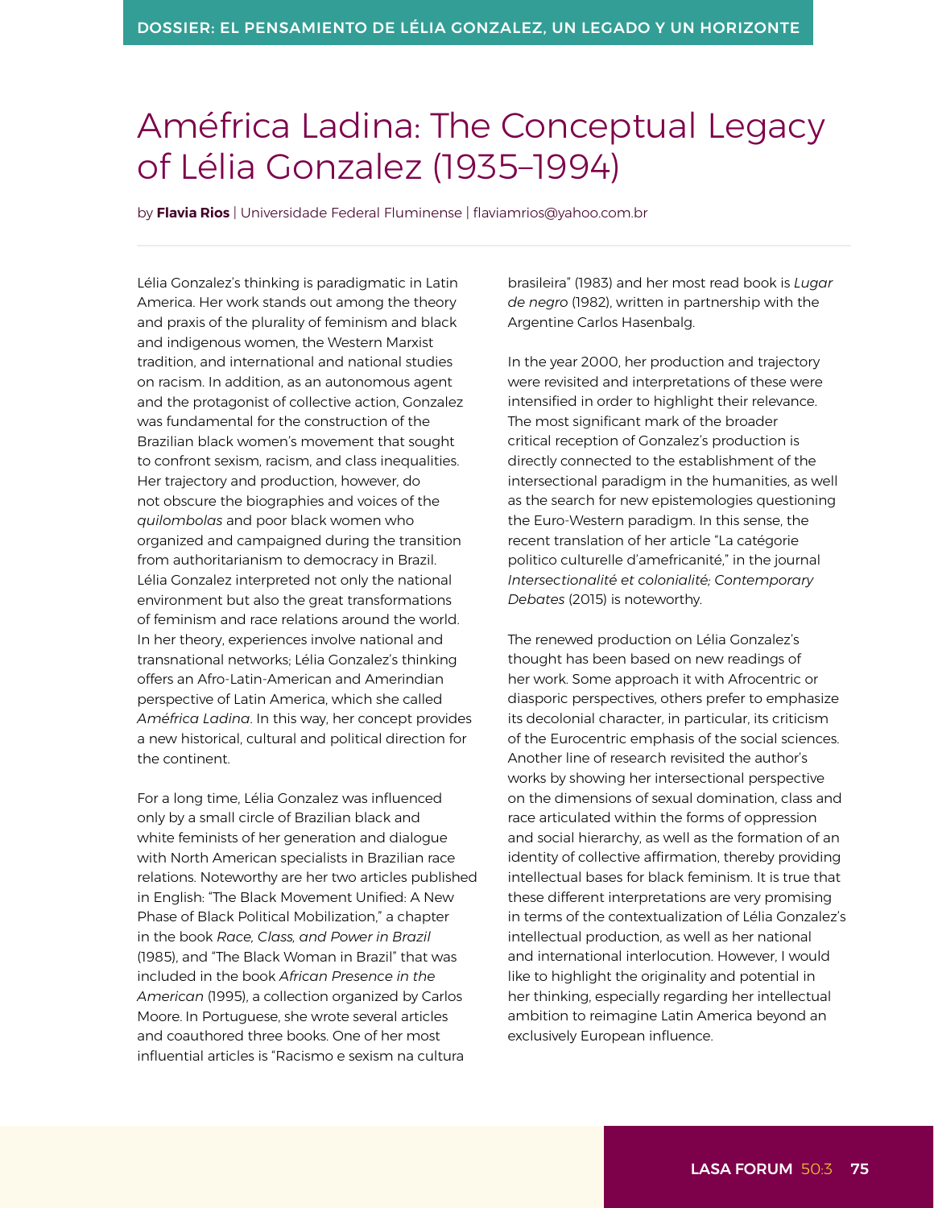# Améfrica Ladina: The Conceptual Legacy of Lélia Gonzalez (1935–1994)

by **Flavia Rios** | Universidade Federal Fluminense | flaviamrios@yahoo.com.br

Lélia Gonzalez's thinking is paradigmatic in Latin America. Her work stands out among the theory and praxis of the plurality of feminism and black and indigenous women, the Western Marxist tradition, and international and national studies on racism. In addition, as an autonomous agent and the protagonist of collective action, Gonzalez was fundamental for the construction of the Brazilian black women's movement that sought to confront sexism, racism, and class inequalities. Her trajectory and production, however, do not obscure the biographies and voices of the *quilombolas* and poor black women who organized and campaigned during the transition from authoritarianism to democracy in Brazil. Lélia Gonzalez interpreted not only the national environment but also the great transformations of feminism and race relations around the world. In her theory, experiences involve national and transnational networks; Lélia Gonzalez's thinking offers an Afro-Latin-American and Amerindian perspective of Latin America, which she called *Améfrica Ladina*. In this way, her concept provides a new historical, cultural and political direction for the continent.

For a long time, Lélia Gonzalez was influenced only by a small circle of Brazilian black and white feminists of her generation and dialogue with North American specialists in Brazilian race relations. Noteworthy are her two articles published in English: "The Black Movement Unified: A New Phase of Black Political Mobilization," a chapter in the book *Race, Class, and Power in Brazil* (1985), and "The Black Woman in Brazil" that was included in the book *African Presence in the American* (1995), a collection organized by Carlos Moore. In Portuguese, she wrote several articles and coauthored three books. One of her most influential articles is "Racismo e sexism na cultura brasileira" (1983) and her most read book is *Lugar de negro* (1982), written in partnership with the Argentine Carlos Hasenbalg.

In the year 2000, her production and trajectory were revisited and interpretations of these were intensified in order to highlight their relevance. The most significant mark of the broader critical reception of Gonzalez's production is directly connected to the establishment of the intersectional paradigm in the humanities, as well as the search for new epistemologies questioning the Euro-Western paradigm. In this sense, the recent translation of her article "La catégorie politico culturelle d'amefricanité," in the journal *Intersectionalité et colonialité; Contemporary Debates* (2015) is noteworthy.

The renewed production on Lélia Gonzalez's thought has been based on new readings of her work. Some approach it with Afrocentric or diasporic perspectives, others prefer to emphasize its decolonial character, in particular, its criticism of the Eurocentric emphasis of the social sciences. Another line of research revisited the author's works by showing her intersectional perspective on the dimensions of sexual domination, class and race articulated within the forms of oppression and social hierarchy, as well as the formation of an identity of collective affirmation, thereby providing intellectual bases for black feminism. It is true that these different interpretations are very promising in terms of the contextualization of Lélia Gonzalez's intellectual production, as well as her national and international interlocution. However, I would like to highlight the originality and potential in her thinking, especially regarding her intellectual ambition to reimagine Latin America beyond an exclusively European influence.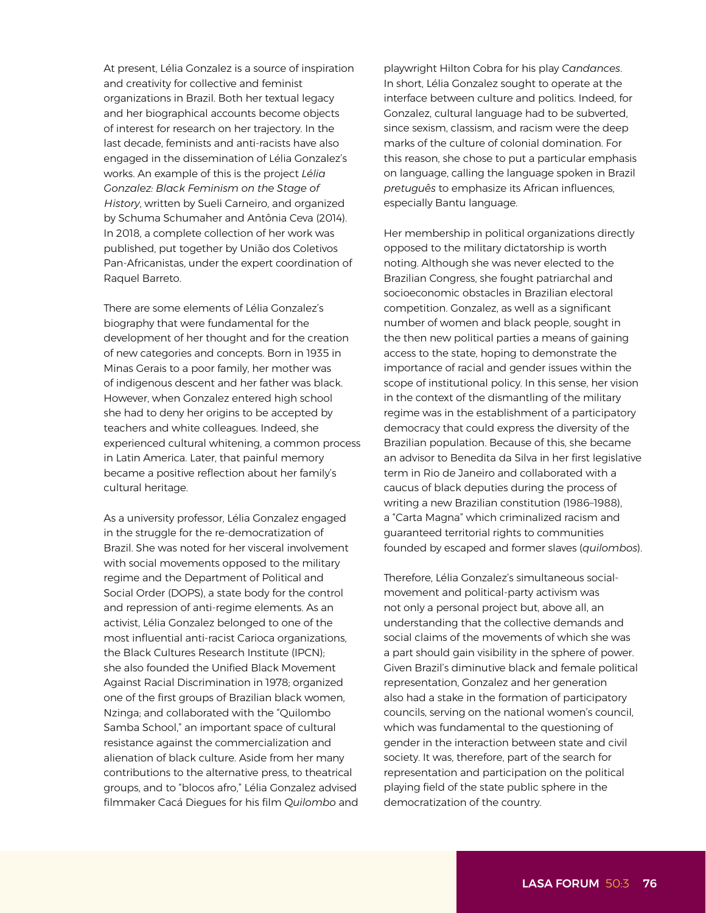At present, Lélia Gonzalez is a source of inspiration and creativity for collective and feminist organizations in Brazil. Both her textual legacy and her biographical accounts become objects of interest for research on her trajectory. In the last decade, feminists and anti-racists have also engaged in the dissemination of Lélia Gonzalez's works. An example of this is the project *Lélia Gonzalez: Black Feminism on the Stage of History*, written by Sueli Carneiro, and organized by Schuma Schumaher and Antônia Ceva (2014). In 2018, a complete collection of her work was published, put together by União dos Coletivos Pan-Africanistas, under the expert coordination of Raquel Barreto.

There are some elements of Lélia Gonzalez's biography that were fundamental for the development of her thought and for the creation of new categories and concepts. Born in 1935 in Minas Gerais to a poor family, her mother was of indigenous descent and her father was black. However, when Gonzalez entered high school she had to deny her origins to be accepted by teachers and white colleagues. Indeed, she experienced cultural whitening, a common process in Latin America. Later, that painful memory became a positive reflection about her family's cultural heritage.

As a university professor, Lélia Gonzalez engaged in the struggle for the re-democratization of Brazil. She was noted for her visceral involvement with social movements opposed to the military regime and the Department of Political and Social Order (DOPS), a state body for the control and repression of anti-regime elements. As an activist, Lélia Gonzalez belonged to one of the most influential anti-racist Carioca organizations, the Black Cultures Research Institute (IPCN); she also founded the Unified Black Movement Against Racial Discrimination in 1978; organized one of the first groups of Brazilian black women, Nzinga; and collaborated with the "Quilombo Samba School," an important space of cultural resistance against the commercialization and alienation of black culture. Aside from her many contributions to the alternative press, to theatrical groups, and to "blocos afro," Lélia Gonzalez advised filmmaker Cacá Diegues for his film *Quilombo* and playwright Hilton Cobra for his play *Candances*. In short, Lélia Gonzalez sought to operate at the interface between culture and politics. Indeed, for Gonzalez, cultural language had to be subverted, since sexism, classism, and racism were the deep marks of the culture of colonial domination. For this reason, she chose to put a particular emphasis on language, calling the language spoken in Brazil *pretuguês* to emphasize its African influences, especially Bantu language.

Her membership in political organizations directly opposed to the military dictatorship is worth noting. Although she was never elected to the Brazilian Congress, she fought patriarchal and socioeconomic obstacles in Brazilian electoral competition. Gonzalez, as well as a significant number of women and black people, sought in the then new political parties a means of gaining access to the state, hoping to demonstrate the importance of racial and gender issues within the scope of institutional policy. In this sense, her vision in the context of the dismantling of the military regime was in the establishment of a participatory democracy that could express the diversity of the Brazilian population. Because of this, she became an advisor to Benedita da Silva in her first legislative term in Rio de Janeiro and collaborated with a caucus of black deputies during the process of writing a new Brazilian constitution (1986–1988), a "Carta Magna" which criminalized racism and guaranteed territorial rights to communities founded by escaped and former slaves (*quilombos*).

Therefore, Lélia Gonzalez's simultaneous social-movement and political-party activism was not only a personal project but, above all, an understanding that the collective demands and social claims of the movements of which she was a part should gain visibility in the sphere of power. Given Brazil's diminutive black and female political representation, Gonzalez and her generation also had a stake in the formation of participatory councils, serving on the national women's council, which was fundamental to the questioning of gender in the interaction between state and civil society. It was, therefore, part of the search for representation and participation on the political playing field of the state public sphere in the democratization of the country.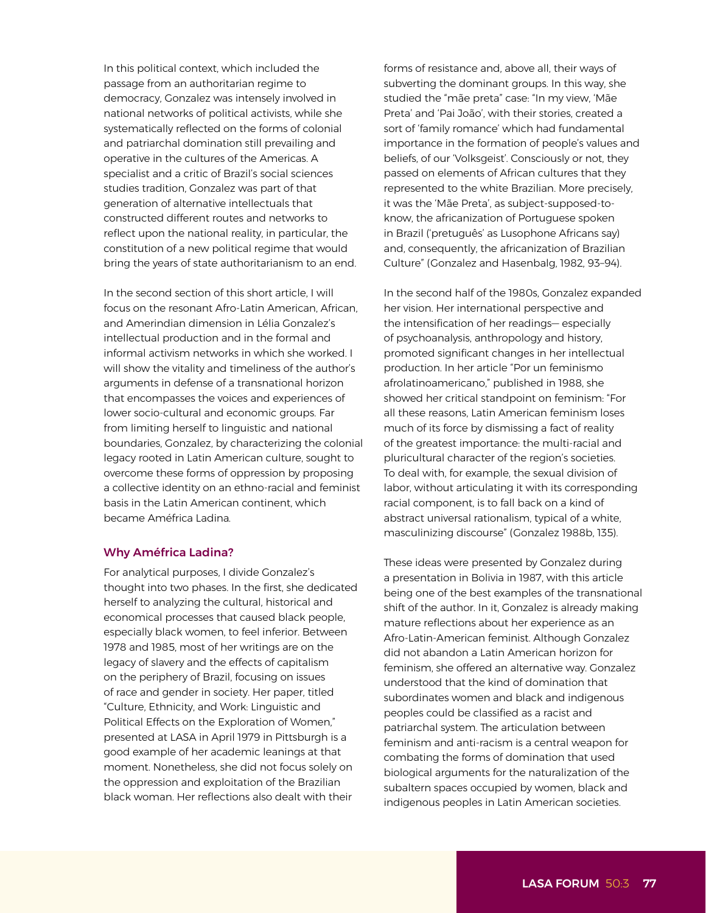In this political context, which included the passage from an authoritarian regime to democracy, Gonzalez was intensely involved in national networks of political activists, while she systematically reflected on the forms of colonial and patriarchal domination still prevailing and operative in the cultures of the Americas. A specialist and a critic of Brazil's social sciences studies tradition, Gonzalez was part of that generation of alternative intellectuals that constructed different routes and networks to reflect upon the national reality, in particular, the constitution of a new political regime that would bring the years of state authoritarianism to an end.

In the second section of this short article, I will focus on the resonant Afro-Latin American, African, and Amerindian dimension in Lélia Gonzalez's intellectual production and in the formal and informal activism networks in which she worked. I will show the vitality and timeliness of the author's arguments in defense of a transnational horizon that encompasses the voices and experiences of lower socio-cultural and economic groups. Far from limiting herself to linguistic and national boundaries, Gonzalez, by characterizing the colonial legacy rooted in Latin American culture, sought to overcome these forms of oppression by proposing a collective identity on an ethno-racial and feminist basis in the Latin American continent, which became *Améfrica Ladina.*

### Why Améfrica Ladina?

For analytical purposes, I divide Gonzalez's thought into two phases. In the first, she dedicated herself to analyzing the cultural, historical and economical processes that caused black people, especially black women, to feel inferior. Between 1978 and 1985, most of her writings are on the legacy of slavery and the effects of capitalism on the periphery of Brazil, focusing on issues of race and gender in society. Her paper, titled "Culture, Ethnicity, and Work: Linguistic and Political Effects on the Exploration of Women," presented at LASA in April 1979 in Pittsburgh is a good example of her academic leanings at that moment. Nonetheless, she did not focus solely on the oppression and exploitation of the Brazilian black woman. Her reflections also dealt with their forms of resistance and, above all, their ways of subverting the dominant groups. In this way, she studied the "mãe preta" case: "In my view, 'Mãe Preta' and 'Pai João', with their stories, created a sort of 'family romance' which had fundamental importance in the formation of people's values and beliefs, of our 'Volksgeist'. Consciously or not, they passed on elements of African cultures that they represented to the white Brazilian. More precisely, it was the 'Mãe Preta', as subject-supposed-to-know, the africanization of Portuguese spoken in Brazil ('pretuguês' as Lusophone Africans say) and, consequently, the africanization of Brazilian Culture" (Gonzalez and Hasenbalg, 1982, 93–94).

In the second half of the 1980s, Gonzalez expanded her vision. Her international perspective and the intensification of her readings— especially of psychoanalysis, anthropology and history, promoted significant changes in her intellectual production. In her article "Por un feminismo afrolatinoamericano," published in 1988, she showed her critical standpoint on feminism: "For all these reasons, Latin American feminism loses much of its force by dismissing a fact of reality of the greatest importance: the multi-racial and pluricultural character of the region's societies. To deal with, for example, the sexual division of labor, without articulating it with its corresponding racial component, is to fall back on a kind of abstract universal rationalism, typical of a white, masculinizing discourse" (Gonzalez 1988b, 135).

These ideas were presented by Gonzalez during a presentation in Bolivia in 1987, with this article being one of the best examples of the transnational shift of the author. In it, Gonzalez is already making mature reflections about her experience as an Afro-Latin-American feminist. Although Gonzalez did not abandon a Latin American horizon for feminism, she offered an alternative way. Gonzalez understood that the kind of domination that subordinates women and black and indigenous peoples could be classified as a racist and patriarchal system. The articulation between feminism and anti-racism is a central weapon for combating the forms of domination that used biological arguments for the naturalization of the subaltern spaces occupied by women, black and indigenous peoples in Latin American societies.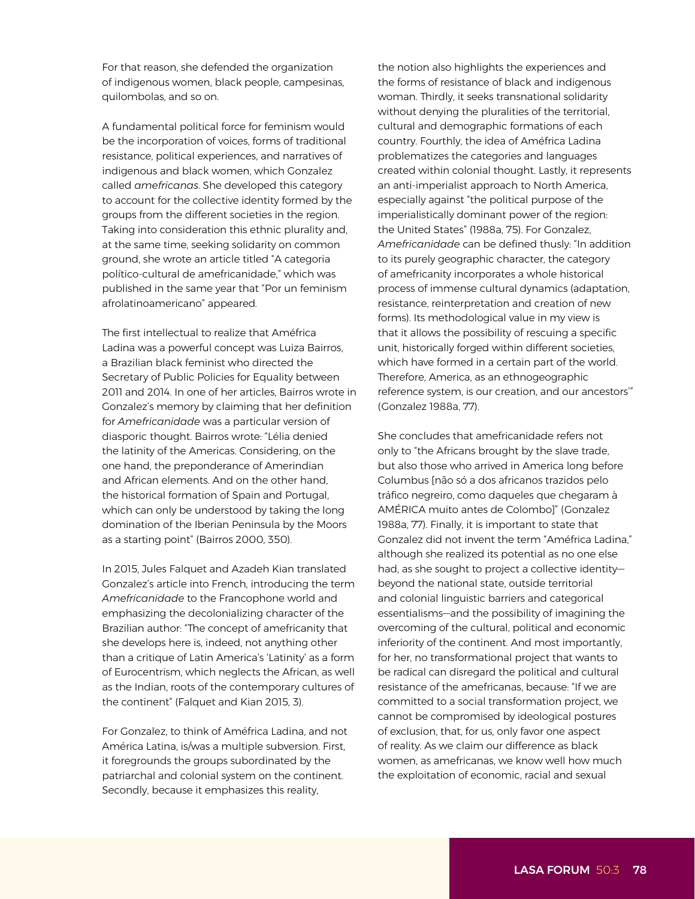For that reason, she defended the organization of indigenous women, black people, campesinas, quilombolas, and so on.

A fundamental political force for feminism would be the incorporation of voices, forms of traditional resistance, political experiences, and narratives of indigenous and black women, which Gonzalez called *amefricanas*. She developed this category to account for the collective identity formed by the groups from the different societies in the region. Taking into consideration this ethnic plurality and, at the same time, seeking solidarity on common ground, she wrote an article titled "A categoria político-cultural de amefricanidade," which was published in the same year that "Por un feminism afrolatinoamericano" appeared.

The first intellectual to realize that Améfrica Ladina was a powerful concept was Luiza Bairros, a Brazilian black feminist who directed the Secretary of Public Policies for Equality between 2011 and 2014. In one of her articles, Bairros wrote in Gonzalez's memory by claiming that her definition for *Amefricanidade* was a particular version of diasporic thought. Bairros wrote: "Lélia denied the latinity of the Americas. Considering, on the one hand, the preponderance of Amerindian and African elements. And on the other hand, the historical formation of Spain and Portugal, which can only be understood by taking the long domination of the Iberian Peninsula by the Moors as a starting point" (Bairros 2000, 350).

In 2015, Jules Falquet and Azadeh Kian translated Gonzalez's article into French, introducing the term *Amefricanidade* to the Francophone world and emphasizing the decolonializing character of the Brazilian author: "The concept of amefricanity that she develops here is, indeed, not anything other than a critique of Latin America's 'Latinity' as a form of Eurocentrism, which neglects the African, as well as the Indian, roots of the contemporary cultures of the continent" (Falquet and Kian 2015, 3).

For Gonzalez, to think of Améfrica Ladina, and not América Latina, is/was a multiple subversion. First, it foregrounds the groups subordinated by the patriarchal and colonial system on the continent. Secondly, because it emphasizes this reality, the notion also highlights the experiences and the forms of resistance of black and indigenous woman. Thirdly, it seeks transnational solidarity without denying the pluralities of the territorial, cultural and demographic formations of each country. Fourthly, the idea of Améfrica Ladina problematizes the categories and languages created within colonial thought. Lastly, it represents an anti-imperialist approach to North America, especially against "the political purpose of the imperialistically dominant power of the region: the United States" (1988a, 75). For Gonzalez, *Amefricanidade* can be defined thusly: "In addition to its purely geographic character, the category of amefricanity incorporates a whole historical process of immense cultural dynamics (adaptation, resistance, reinterpretation and creation of new forms). Its methodological value in my view is that it allows the possibility of rescuing a specific unit, historically forged within different societies, which have formed in a certain part of the world. Therefore, America, as an ethnogeographic reference system, is our creation, and our ancestors'" (Gonzalez 1988a, 77).

She concludes that amefricanidade refers not only to "the Africans brought by the slave trade, but also those who arrived in America long before Columbus [não só a dos africanos trazidos pelo tráfico negreiro, como daqueles que chegaram à AMÉRICA muito antes de Colombo]" (Gonzalez 1988a, 77). Finally, it is important to state that Gonzalez did not invent the term "Améfrica Ladina," although she realized its potential as no one else had, as she sought to project a collective identity—beyond the national state, outside territorial and colonial linguistic barriers and categorical essentialisms—and the possibility of imagining the overcoming of the cultural, political and economic inferiority of the continent. And most importantly, for her, no transformational project that wants to be radical can disregard the political and cultural resistance of the amefricanas, because: "If we are committed to a social transformation project, we cannot be compromised by ideological postures of exclusion, that, for us, only favor one aspect of reality. As we claim our difference as black women, as amefricanas, we know well how much the exploitation of economic, racial and sexual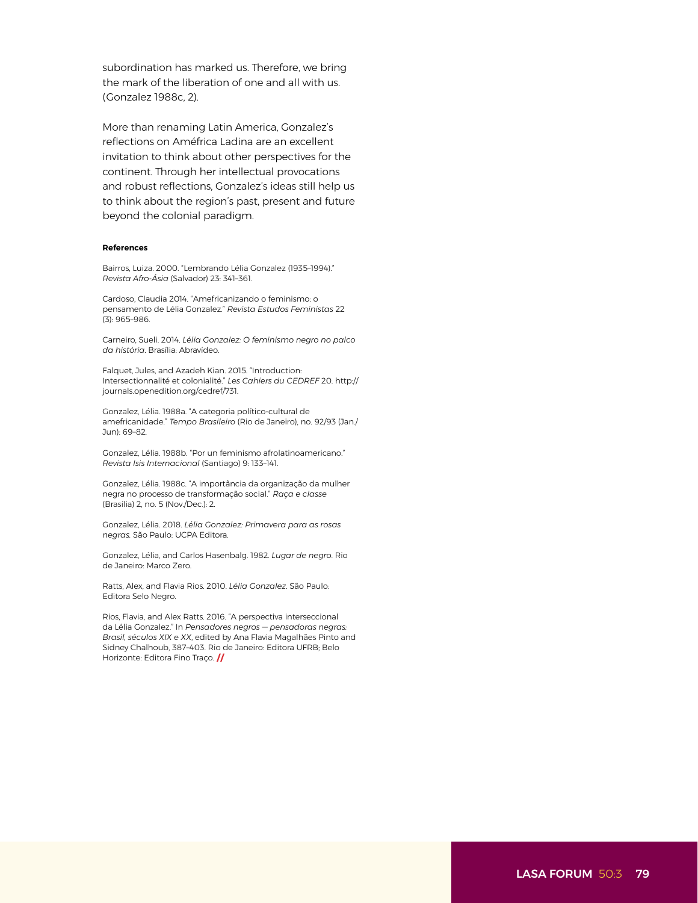subordination has marked us. Therefore, we bring the mark of the liberation of one and all with us. (Gonzalez 1988c, 2).

More than renaming Latin America, Gonzalez's reflections on Améfrica Ladina are an excellent invitation to think about other perspectives for the continent. Through her intellectual provocations and robust reflections, Gonzalez's ideas still help us to think about the region's past, present and future beyond the colonial paradigm.

**References**

Bairros, Luiza. 2000. "Lembrando Lélia Gonzalez (1935–1994)." *Revista Afro-Ásia* (Salvador) 23: 341–361.

Cardoso, Claudia 2014. "Amefricanizando o feminismo: o pensamento de Lélia Gonzalez." *Revista Estudos Feministas* 22 (3): 965–986.

Carneiro, Sueli. 2014. *Lélia Gonzalez: O feminismo negro no palco da história*. Brasília: Abravídeo.

Falquet, Jules, and Azadeh Kian. 2015. "Introduction: Intersectionnalité et colonialité." *Les Cahiers du CEDREF* 20. http://journals.openedition.org/cedref/731.

Gonzalez, Lélia. 1988a. "A categoria político-cultural de amefricanidade." *Tempo Brasileiro* (Rio de Janeiro), no. 92/93 (Jan./Jun): 69–82.

Gonzalez, Lélia. 1988b. "Por un feminismo afrolatinoamericano." *Revista Isis Internacional* (Santiago) 9: 133–141.

Gonzalez, Lélia. 1988c. "A importância da organização da mulher negra no processo de transformação social." *Raça e classe* (Brasília) 2, no. 5 (Nov./Dec.): 2.

Gonzalez, Lélia. 2018. *Lélia Gonzalez: Primavera para as rosas negras.* São Paulo: UCPA Editora.

Gonzalez, Lélia, and Carlos Hasenbalg. 1982. *Lugar de negro.* Rio de Janeiro: Marco Zero.

Ratts, Alex, and Flavia Rios. 2010. *Lélia Gonzalez*. São Paulo: Editora Selo Negro.

Rios, Flavia, and Alex Ratts. 2016. "A perspectiva interseccional da Lélia Gonzalez." In *Pensadores negros — pensadoras negras: Brasil, séculos XIX e XX*, edited by Ana Flavia Magalhães Pinto and Sidney Chalhoub, 387–403. Rio de Janeiro: Editora UFRB; Belo Horizonte: Editora Fino Traço. //